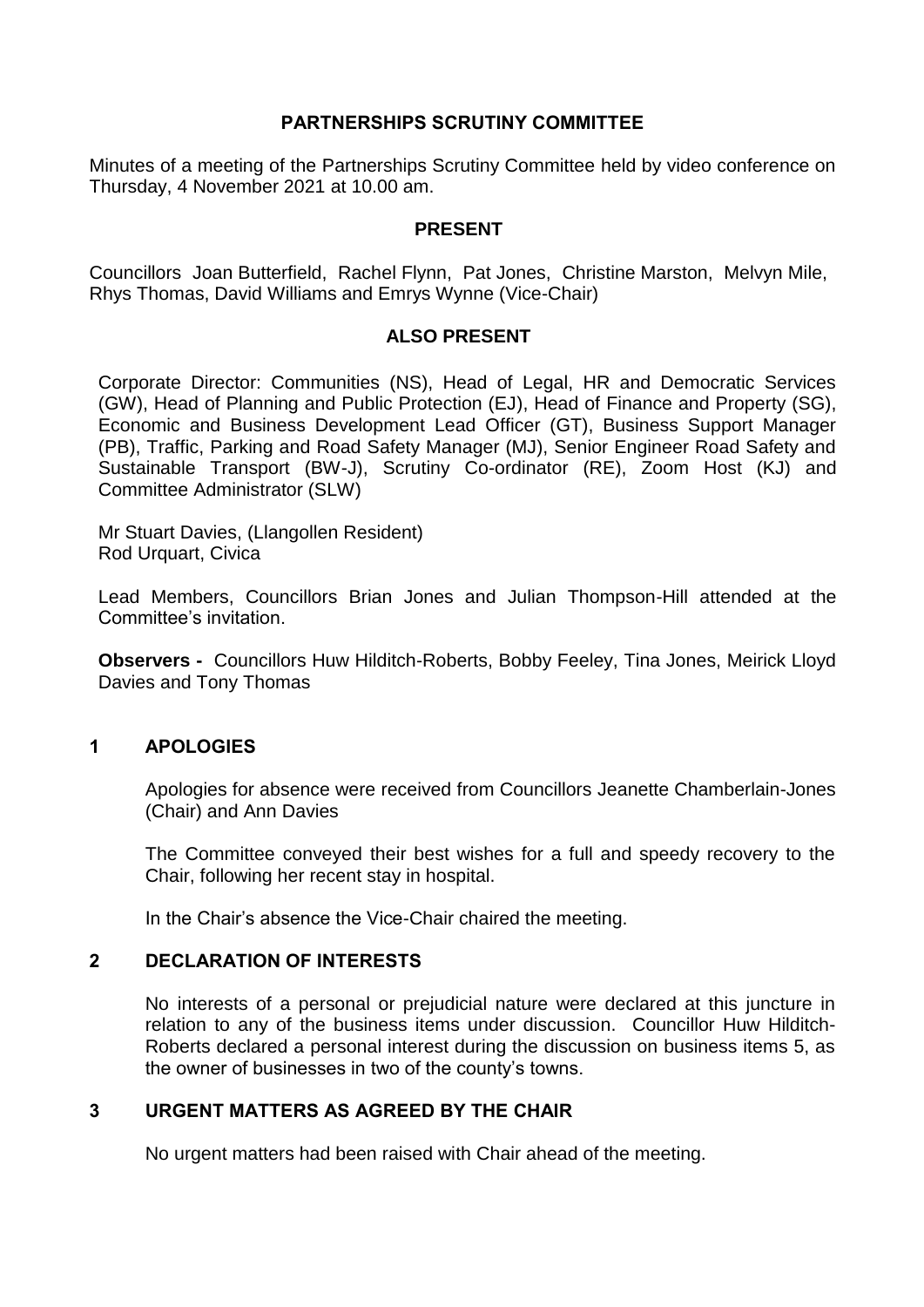# PARTNERSHIPS SCRUTINY COMMITTEE

Minutes of a meeting of the Partnerships Scrutiny Committee held by video conference on Thursday, 4 November 2021 at 10.00 am.

## PRESENT

Councillors Joan Butterfield, Rachel Flynn, Pat Jones, Christine Marston, Melvyn Mile, Rhys Thomas, David Williams and Emrys Wynne (Vice-Chair)

## ALSO PRESENT

Corporate Director: Communities (NS), Head of Legal, HR and Democratic Services (GW), Head of Planning and Public Protection (EJ), Head of Finance and Property (SG), Economic and Business Development Lead Officer (GT), Business Support Manager (PB), Traffic, Parking and Road Safety Manager (MJ), Senior Engineer Road Safety and Sustainable Transport (BW-J), Scrutiny Co-ordinator (RE), Zoom Host (KJ) and Committee Administrator (SLW)

Mr Stuart Davies, (Llangollen Resident)
Rod Urquart, Civica

Lead Members, Councillors Brian Jones and Julian Thompson-Hill attended at the Committee's invitation.

**Observers -** Councillors Huw Hilditch-Roberts, Bobby Feeley, Tina Jones, Meirick Lloyd Davies and Tony Thomas

## 1 APOLOGIES

Apologies for absence were received from Councillors Jeanette Chamberlain-Jones (Chair) and Ann Davies

The Committee conveyed their best wishes for a full and speedy recovery to the Chair, following her recent stay in hospital.

In the Chair's absence the Vice-Chair chaired the meeting.

## 2 DECLARATION OF INTERESTS

No interests of a personal or prejudicial nature were declared at this juncture in relation to any of the business items under discussion. Councillor Huw Hilditch-Roberts declared a personal interest during the discussion on business items 5, as the owner of businesses in two of the county's towns.

## 3 URGENT MATTERS AS AGREED BY THE CHAIR

No urgent matters had been raised with Chair ahead of the meeting.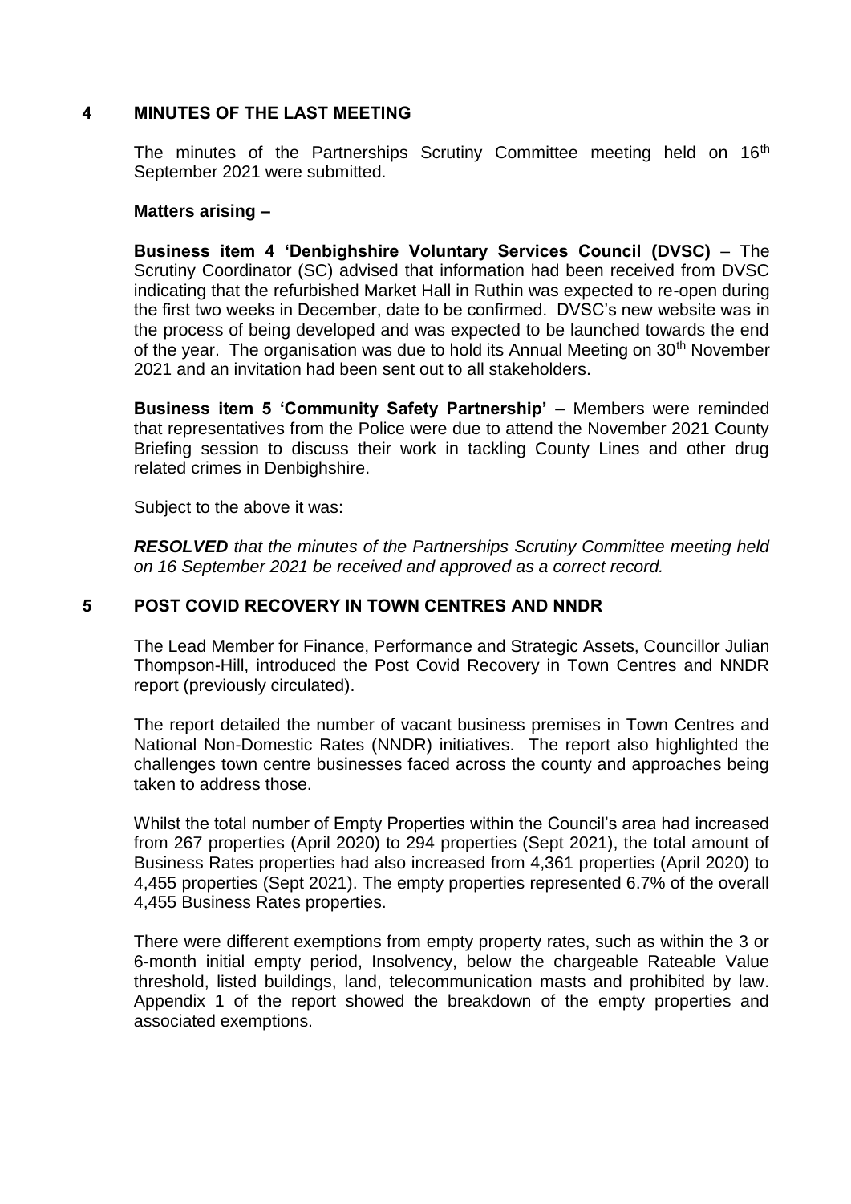## 4 MINUTES OF THE LAST MEETING

The minutes of the Partnerships Scrutiny Committee meeting held on 16th September 2021 were submitted.

**Matters arising –**

**Business item 4 'Denbighshire Voluntary Services Council (DVSC)** – The Scrutiny Coordinator (SC) advised that information had been received from DVSC indicating that the refurbished Market Hall in Ruthin was expected to re-open during the first two weeks in December, date to be confirmed. DVSC's new website was in the process of being developed and was expected to be launched towards the end of the year. The organisation was due to hold its Annual Meeting on 30th November 2021 and an invitation had been sent out to all stakeholders.

**Business item 5 'Community Safety Partnership'** – Members were reminded that representatives from the Police were due to attend the November 2021 County Briefing session to discuss their work in tackling County Lines and other drug related crimes in Denbighshire.

Subject to the above it was:

***RESOLVED*** *that the minutes of the Partnerships Scrutiny Committee meeting held on 16 September 2021 be received and approved as a correct record.*

## 5 POST COVID RECOVERY IN TOWN CENTRES AND NNDR

The Lead Member for Finance, Performance and Strategic Assets, Councillor Julian Thompson-Hill, introduced the Post Covid Recovery in Town Centres and NNDR report (previously circulated).

The report detailed the number of vacant business premises in Town Centres and National Non-Domestic Rates (NNDR) initiatives. The report also highlighted the challenges town centre businesses faced across the county and approaches being taken to address those.

Whilst the total number of Empty Properties within the Council's area had increased from 267 properties (April 2020) to 294 properties (Sept 2021), the total amount of Business Rates properties had also increased from 4,361 properties (April 2020) to 4,455 properties (Sept 2021). The empty properties represented 6.7% of the overall 4,455 Business Rates properties.

There were different exemptions from empty property rates, such as within the 3 or 6-month initial empty period, Insolvency, below the chargeable Rateable Value threshold, listed buildings, land, telecommunication masts and prohibited by law. Appendix 1 of the report showed the breakdown of the empty properties and associated exemptions.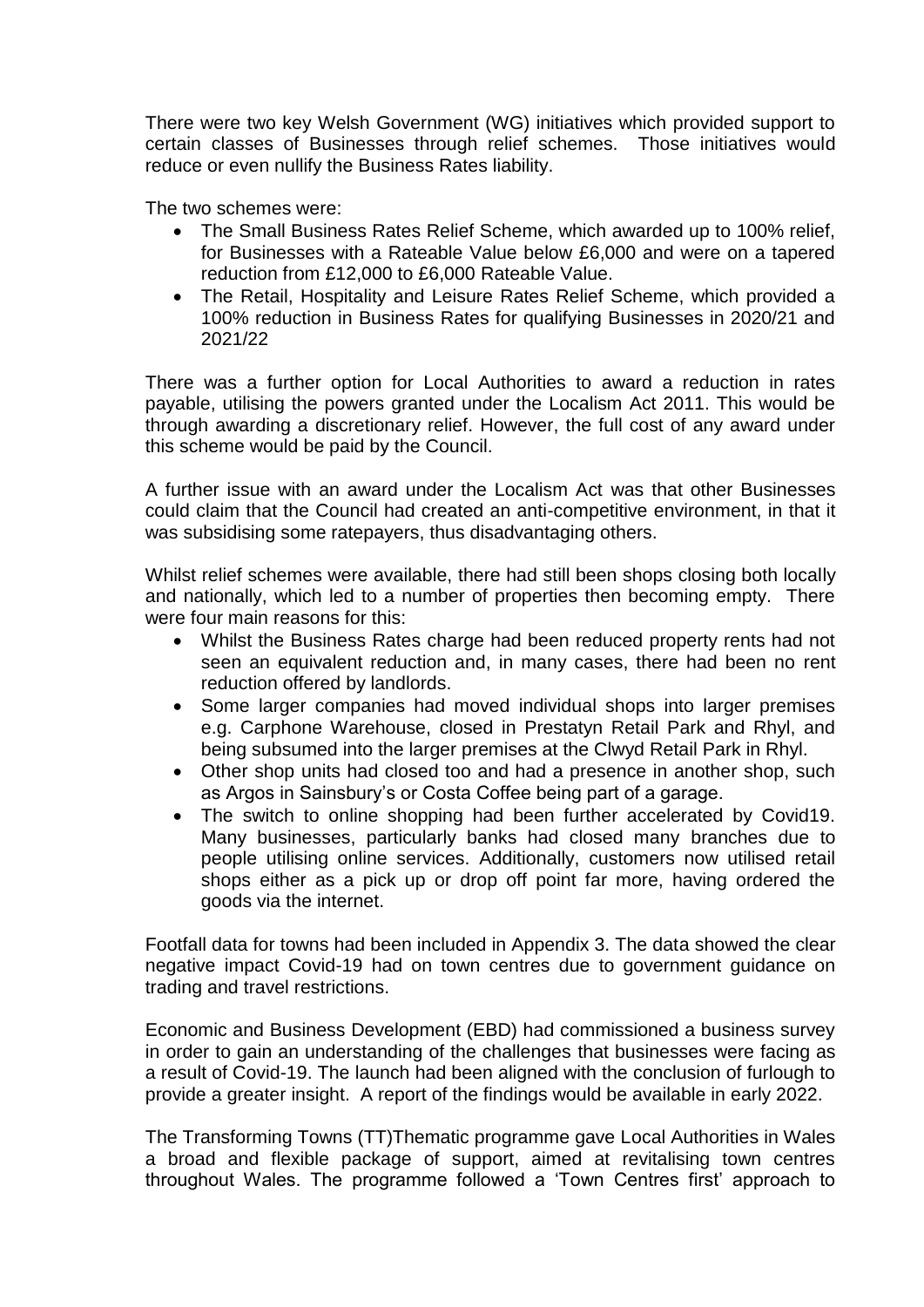There were two key Welsh Government (WG) initiatives which provided support to certain classes of Businesses through relief schemes. Those initiatives would reduce or even nullify the Business Rates liability.

The two schemes were:

- The Small Business Rates Relief Scheme, which awarded up to 100% relief, for Businesses with a Rateable Value below £6,000 and were on a tapered reduction from £12,000 to £6,000 Rateable Value.
- The Retail, Hospitality and Leisure Rates Relief Scheme, which provided a 100% reduction in Business Rates for qualifying Businesses in 2020/21 and 2021/22

There was a further option for Local Authorities to award a reduction in rates payable, utilising the powers granted under the Localism Act 2011. This would be through awarding a discretionary relief. However, the full cost of any award under this scheme would be paid by the Council.

A further issue with an award under the Localism Act was that other Businesses could claim that the Council had created an anti-competitive environment, in that it was subsidising some ratepayers, thus disadvantaging others.

Whilst relief schemes were available, there had still been shops closing both locally and nationally, which led to a number of properties then becoming empty. There were four main reasons for this:

- Whilst the Business Rates charge had been reduced property rents had not seen an equivalent reduction and, in many cases, there had been no rent reduction offered by landlords.
- Some larger companies had moved individual shops into larger premises e.g. Carphone Warehouse, closed in Prestatyn Retail Park and Rhyl, and being subsumed into the larger premises at the Clwyd Retail Park in Rhyl.
- Other shop units had closed too and had a presence in another shop, such as Argos in Sainsbury's or Costa Coffee being part of a garage.
- The switch to online shopping had been further accelerated by Covid19. Many businesses, particularly banks had closed many branches due to people utilising online services. Additionally, customers now utilised retail shops either as a pick up or drop off point far more, having ordered the goods via the internet.

Footfall data for towns had been included in Appendix 3. The data showed the clear negative impact Covid-19 had on town centres due to government guidance on trading and travel restrictions.

Economic and Business Development (EBD) had commissioned a business survey in order to gain an understanding of the challenges that businesses were facing as a result of Covid-19. The launch had been aligned with the conclusion of furlough to provide a greater insight. A report of the findings would be available in early 2022.

The Transforming Towns (TT)Thematic programme gave Local Authorities in Wales a broad and flexible package of support, aimed at revitalising town centres throughout Wales. The programme followed a 'Town Centres first' approach to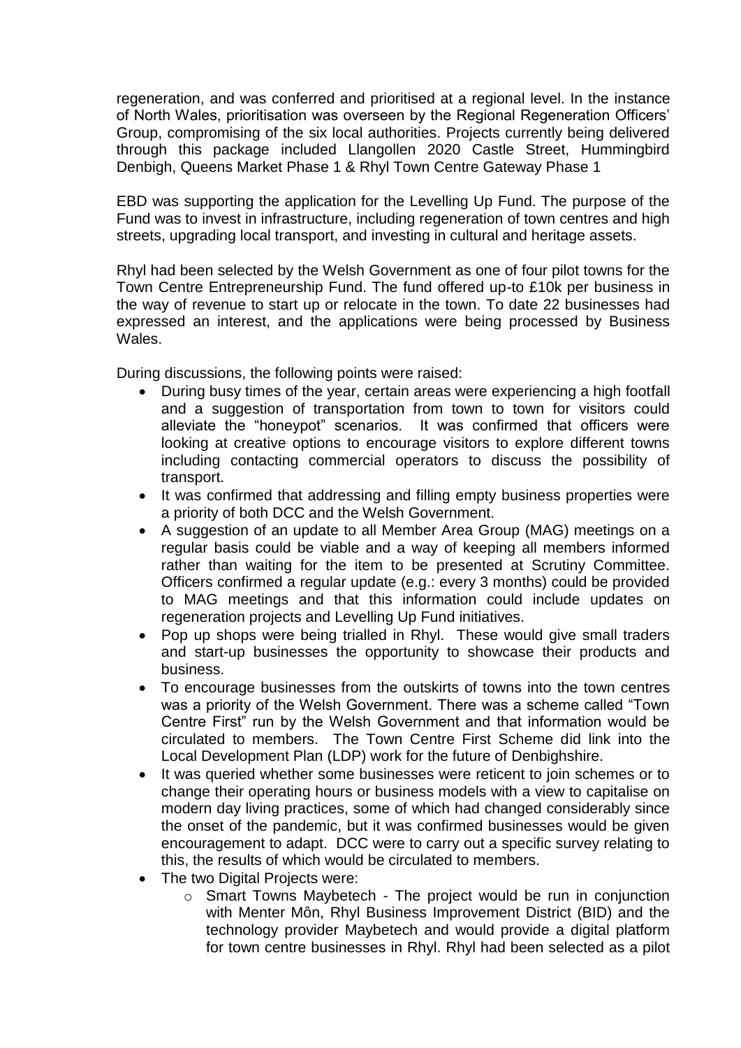regeneration, and was conferred and prioritised at a regional level. In the instance of North Wales, prioritisation was overseen by the Regional Regeneration Officers' Group, compromising of the six local authorities. Projects currently being delivered through this package included Llangollen 2020 Castle Street, Hummingbird Denbigh, Queens Market Phase 1 & Rhyl Town Centre Gateway Phase 1

EBD was supporting the application for the Levelling Up Fund. The purpose of the Fund was to invest in infrastructure, including regeneration of town centres and high streets, upgrading local transport, and investing in cultural and heritage assets.

Rhyl had been selected by the Welsh Government as one of four pilot towns for the Town Centre Entrepreneurship Fund. The fund offered up-to £10k per business in the way of revenue to start up or relocate in the town. To date 22 businesses had expressed an interest, and the applications were being processed by Business Wales.

During discussions, the following points were raised:

- During busy times of the year, certain areas were experiencing a high footfall and a suggestion of transportation from town to town for visitors could alleviate the "honeypot" scenarios. It was confirmed that officers were looking at creative options to encourage visitors to explore different towns including contacting commercial operators to discuss the possibility of transport.
- It was confirmed that addressing and filling empty business properties were a priority of both DCC and the Welsh Government.
- A suggestion of an update to all Member Area Group (MAG) meetings on a regular basis could be viable and a way of keeping all members informed rather than waiting for the item to be presented at Scrutiny Committee. Officers confirmed a regular update (e.g.: every 3 months) could be provided to MAG meetings and that this information could include updates on regeneration projects and Levelling Up Fund initiatives.
- Pop up shops were being trialled in Rhyl. These would give small traders and start-up businesses the opportunity to showcase their products and business.
- To encourage businesses from the outskirts of towns into the town centres was a priority of the Welsh Government. There was a scheme called "Town Centre First" run by the Welsh Government and that information would be circulated to members. The Town Centre First Scheme did link into the Local Development Plan (LDP) work for the future of Denbighshire.
- It was queried whether some businesses were reticent to join schemes or to change their operating hours or business models with a view to capitalise on modern day living practices, some of which had changed considerably since the onset of the pandemic, but it was confirmed businesses would be given encouragement to adapt. DCC were to carry out a specific survey relating to this, the results of which would be circulated to members.
- The two Digital Projects were:
  - Smart Towns Maybetech - The project would be run in conjunction with Menter Môn, Rhyl Business Improvement District (BID) and the technology provider Maybetech and would provide a digital platform for town centre businesses in Rhyl. Rhyl had been selected as a pilot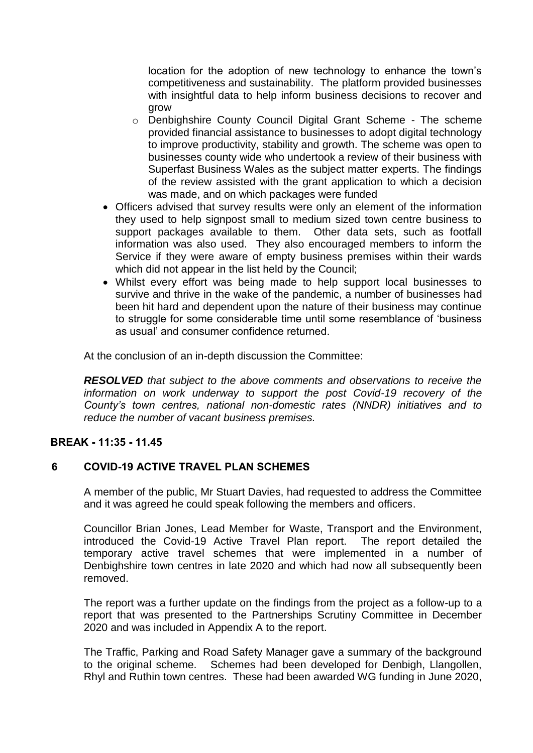location for the adoption of new technology to enhance the town's competitiveness and sustainability. The platform provided businesses with insightful data to help inform business decisions to recover and grow

- Denbighshire County Council Digital Grant Scheme - The scheme provided financial assistance to businesses to adopt digital technology to improve productivity, stability and growth. The scheme was open to businesses county wide who undertook a review of their business with Superfast Business Wales as the subject matter experts. The findings of the review assisted with the grant application to which a decision was made, and on which packages were funded

- Officers advised that survey results were only an element of the information they used to help signpost small to medium sized town centre business to support packages available to them. Other data sets, such as footfall information was also used. They also encouraged members to inform the Service if they were aware of empty business premises within their wards which did not appear in the list held by the Council;
- Whilst every effort was being made to help support local businesses to survive and thrive in the wake of the pandemic, a number of businesses had been hit hard and dependent upon the nature of their business may continue to struggle for some considerable time until some resemblance of 'business as usual' and consumer confidence returned.

At the conclusion of an in-depth discussion the Committee:

***RESOLVED*** *that subject to the above comments and observations to receive the information on work underway to support the post Covid-19 recovery of the County's town centres, national non-domestic rates (NNDR) initiatives and to reduce the number of vacant business premises.*

**BREAK - 11:35 - 11.45**

## 6 COVID-19 ACTIVE TRAVEL PLAN SCHEMES

A member of the public, Mr Stuart Davies, had requested to address the Committee and it was agreed he could speak following the members and officers.

Councillor Brian Jones, Lead Member for Waste, Transport and the Environment, introduced the Covid-19 Active Travel Plan report. The report detailed the temporary active travel schemes that were implemented in a number of Denbighshire town centres in late 2020 and which had now all subsequently been removed.

The report was a further update on the findings from the project as a follow-up to a report that was presented to the Partnerships Scrutiny Committee in December 2020 and was included in Appendix A to the report.

The Traffic, Parking and Road Safety Manager gave a summary of the background to the original scheme. Schemes had been developed for Denbigh, Llangollen, Rhyl and Ruthin town centres. These had been awarded WG funding in June 2020,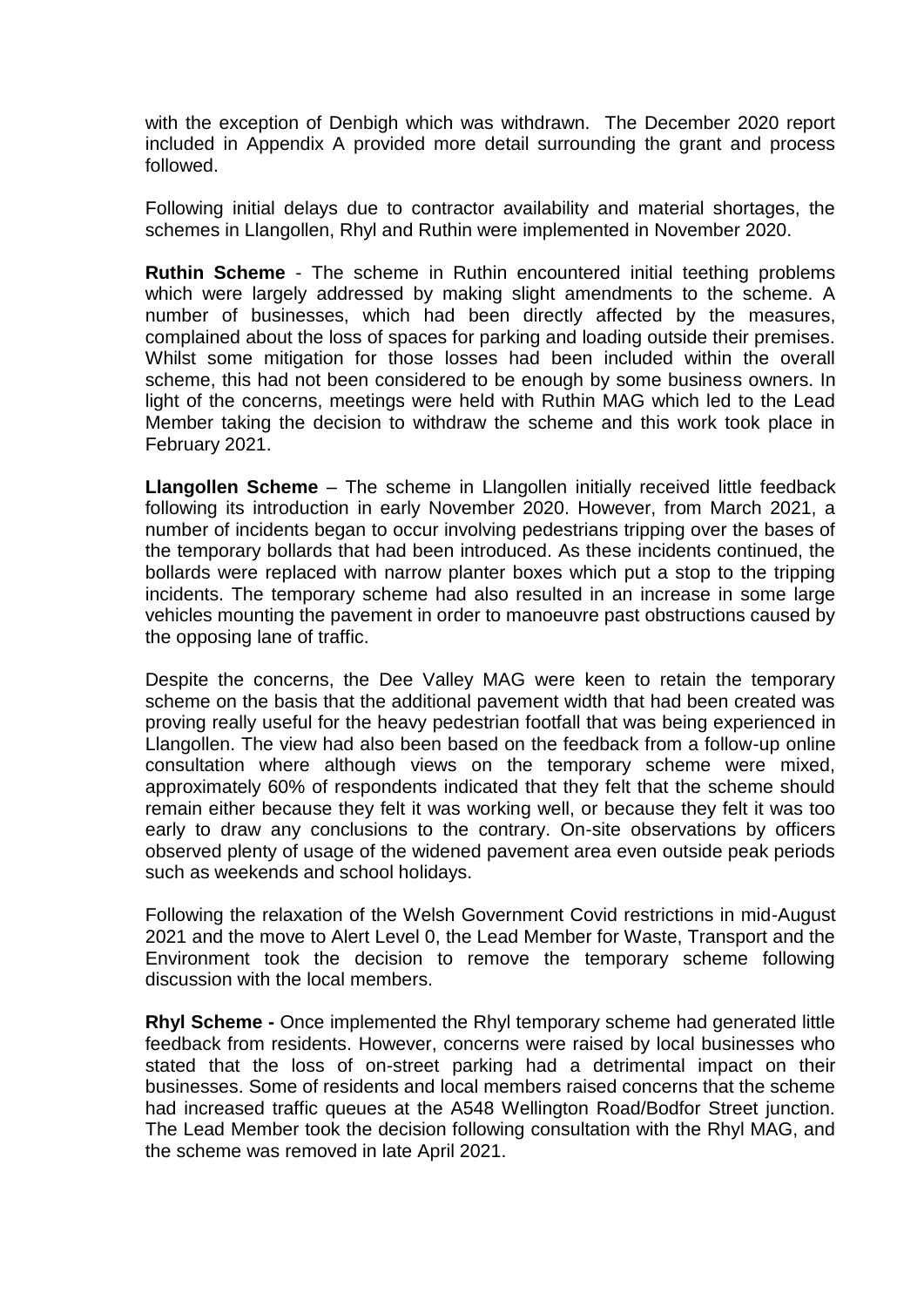with the exception of Denbigh which was withdrawn. The December 2020 report included in Appendix A provided more detail surrounding the grant and process followed.

Following initial delays due to contractor availability and material shortages, the schemes in Llangollen, Rhyl and Ruthin were implemented in November 2020.

**Ruthin Scheme** - The scheme in Ruthin encountered initial teething problems which were largely addressed by making slight amendments to the scheme. A number of businesses, which had been directly affected by the measures, complained about the loss of spaces for parking and loading outside their premises. Whilst some mitigation for those losses had been included within the overall scheme, this had not been considered to be enough by some business owners. In light of the concerns, meetings were held with Ruthin MAG which led to the Lead Member taking the decision to withdraw the scheme and this work took place in February 2021.

**Llangollen Scheme** – The scheme in Llangollen initially received little feedback following its introduction in early November 2020. However, from March 2021, a number of incidents began to occur involving pedestrians tripping over the bases of the temporary bollards that had been introduced. As these incidents continued, the bollards were replaced with narrow planter boxes which put a stop to the tripping incidents. The temporary scheme had also resulted in an increase in some large vehicles mounting the pavement in order to manoeuvre past obstructions caused by the opposing lane of traffic.

Despite the concerns, the Dee Valley MAG were keen to retain the temporary scheme on the basis that the additional pavement width that had been created was proving really useful for the heavy pedestrian footfall that was being experienced in Llangollen. The view had also been based on the feedback from a follow-up online consultation where although views on the temporary scheme were mixed, approximately 60% of respondents indicated that they felt that the scheme should remain either because they felt it was working well, or because they felt it was too early to draw any conclusions to the contrary. On-site observations by officers observed plenty of usage of the widened pavement area even outside peak periods such as weekends and school holidays.

Following the relaxation of the Welsh Government Covid restrictions in mid-August 2021 and the move to Alert Level 0, the Lead Member for Waste, Transport and the Environment took the decision to remove the temporary scheme following discussion with the local members.

**Rhyl Scheme -** Once implemented the Rhyl temporary scheme had generated little feedback from residents. However, concerns were raised by local businesses who stated that the loss of on-street parking had a detrimental impact on their businesses. Some of residents and local members raised concerns that the scheme had increased traffic queues at the A548 Wellington Road/Bodfor Street junction. The Lead Member took the decision following consultation with the Rhyl MAG, and the scheme was removed in late April 2021.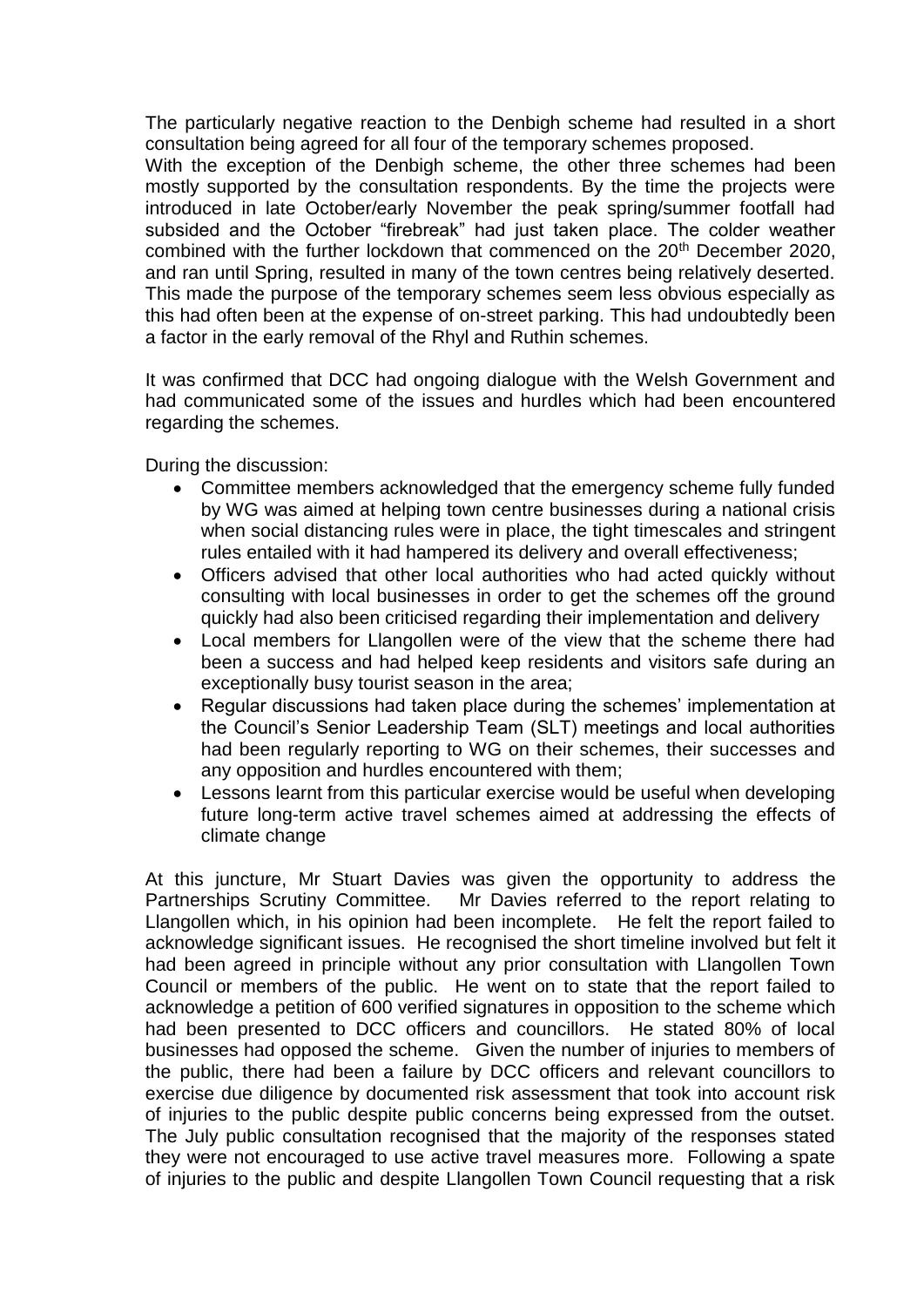The particularly negative reaction to the Denbigh scheme had resulted in a short consultation being agreed for all four of the temporary schemes proposed.
With the exception of the Denbigh scheme, the other three schemes had been mostly supported by the consultation respondents. By the time the projects were introduced in late October/early November the peak spring/summer footfall had subsided and the October "firebreak" had just taken place. The colder weather combined with the further lockdown that commenced on the 20th December 2020, and ran until Spring, resulted in many of the town centres being relatively deserted. This made the purpose of the temporary schemes seem less obvious especially as this had often been at the expense of on-street parking. This had undoubtedly been a factor in the early removal of the Rhyl and Ruthin schemes.

It was confirmed that DCC had ongoing dialogue with the Welsh Government and had communicated some of the issues and hurdles which had been encountered regarding the schemes.

During the discussion:

- Committee members acknowledged that the emergency scheme fully funded by WG was aimed at helping town centre businesses during a national crisis when social distancing rules were in place, the tight timescales and stringent rules entailed with it had hampered its delivery and overall effectiveness;
- Officers advised that other local authorities who had acted quickly without consulting with local businesses in order to get the schemes off the ground quickly had also been criticised regarding their implementation and delivery
- Local members for Llangollen were of the view that the scheme there had been a success and had helped keep residents and visitors safe during an exceptionally busy tourist season in the area;
- Regular discussions had taken place during the schemes' implementation at the Council's Senior Leadership Team (SLT) meetings and local authorities had been regularly reporting to WG on their schemes, their successes and any opposition and hurdles encountered with them;
- Lessons learnt from this particular exercise would be useful when developing future long-term active travel schemes aimed at addressing the effects of climate change

At this juncture, Mr Stuart Davies was given the opportunity to address the Partnerships Scrutiny Committee. Mr Davies referred to the report relating to Llangollen which, in his opinion had been incomplete. He felt the report failed to acknowledge significant issues. He recognised the short timeline involved but felt it had been agreed in principle without any prior consultation with Llangollen Town Council or members of the public. He went on to state that the report failed to acknowledge a petition of 600 verified signatures in opposition to the scheme which had been presented to DCC officers and councillors. He stated 80% of local businesses had opposed the scheme. Given the number of injuries to members of the public, there had been a failure by DCC officers and relevant councillors to exercise due diligence by documented risk assessment that took into account risk of injuries to the public despite public concerns being expressed from the outset. The July public consultation recognised that the majority of the responses stated they were not encouraged to use active travel measures more. Following a spate of injuries to the public and despite Llangollen Town Council requesting that a risk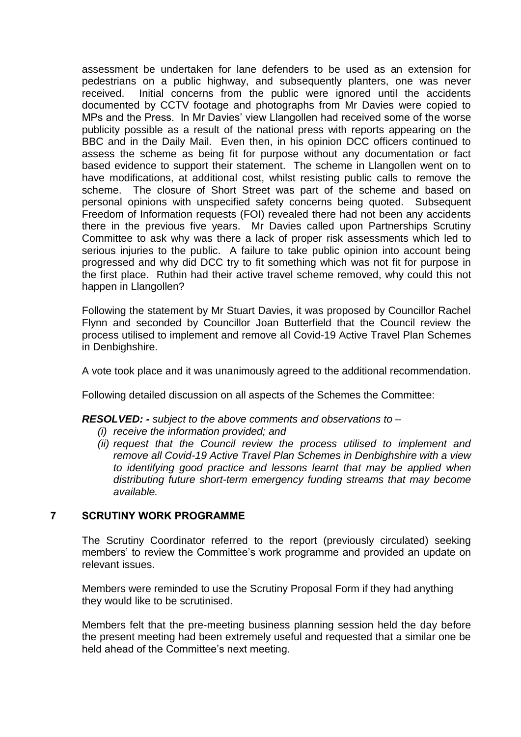assessment be undertaken for lane defenders to be used as an extension for pedestrians on a public highway, and subsequently planters, one was never received. Initial concerns from the public were ignored until the accidents documented by CCTV footage and photographs from Mr Davies were copied to MPs and the Press. In Mr Davies' view Llangollen had received some of the worse publicity possible as a result of the national press with reports appearing on the BBC and in the Daily Mail. Even then, in his opinion DCC officers continued to assess the scheme as being fit for purpose without any documentation or fact based evidence to support their statement. The scheme in Llangollen went on to have modifications, at additional cost, whilst resisting public calls to remove the scheme. The closure of Short Street was part of the scheme and based on personal opinions with unspecified safety concerns being quoted. Subsequent Freedom of Information requests (FOI) revealed there had not been any accidents there in the previous five years. Mr Davies called upon Partnerships Scrutiny Committee to ask why was there a lack of proper risk assessments which led to serious injuries to the public. A failure to take public opinion into account being progressed and why did DCC try to fit something which was not fit for purpose in the first place. Ruthin had their active travel scheme removed, why could this not happen in Llangollen?

Following the statement by Mr Stuart Davies, it was proposed by Councillor Rachel Flynn and seconded by Councillor Joan Butterfield that the Council review the process utilised to implement and remove all Covid-19 Active Travel Plan Schemes in Denbighshire.

A vote took place and it was unanimously agreed to the additional recommendation.

Following detailed discussion on all aspects of the Schemes the Committee:

***RESOLVED: -*** *subject to the above comments and observations to –*

*(i) receive the information provided; and*

*(ii) request that the Council review the process utilised to implement and remove all Covid-19 Active Travel Plan Schemes in Denbighshire with a view to identifying good practice and lessons learnt that may be applied when distributing future short-term emergency funding streams that may become available.*

## 7 SCRUTINY WORK PROGRAMME

The Scrutiny Coordinator referred to the report (previously circulated) seeking members' to review the Committee's work programme and provided an update on relevant issues.

Members were reminded to use the Scrutiny Proposal Form if they had anything they would like to be scrutinised.

Members felt that the pre-meeting business planning session held the day before the present meeting had been extremely useful and requested that a similar one be held ahead of the Committee's next meeting.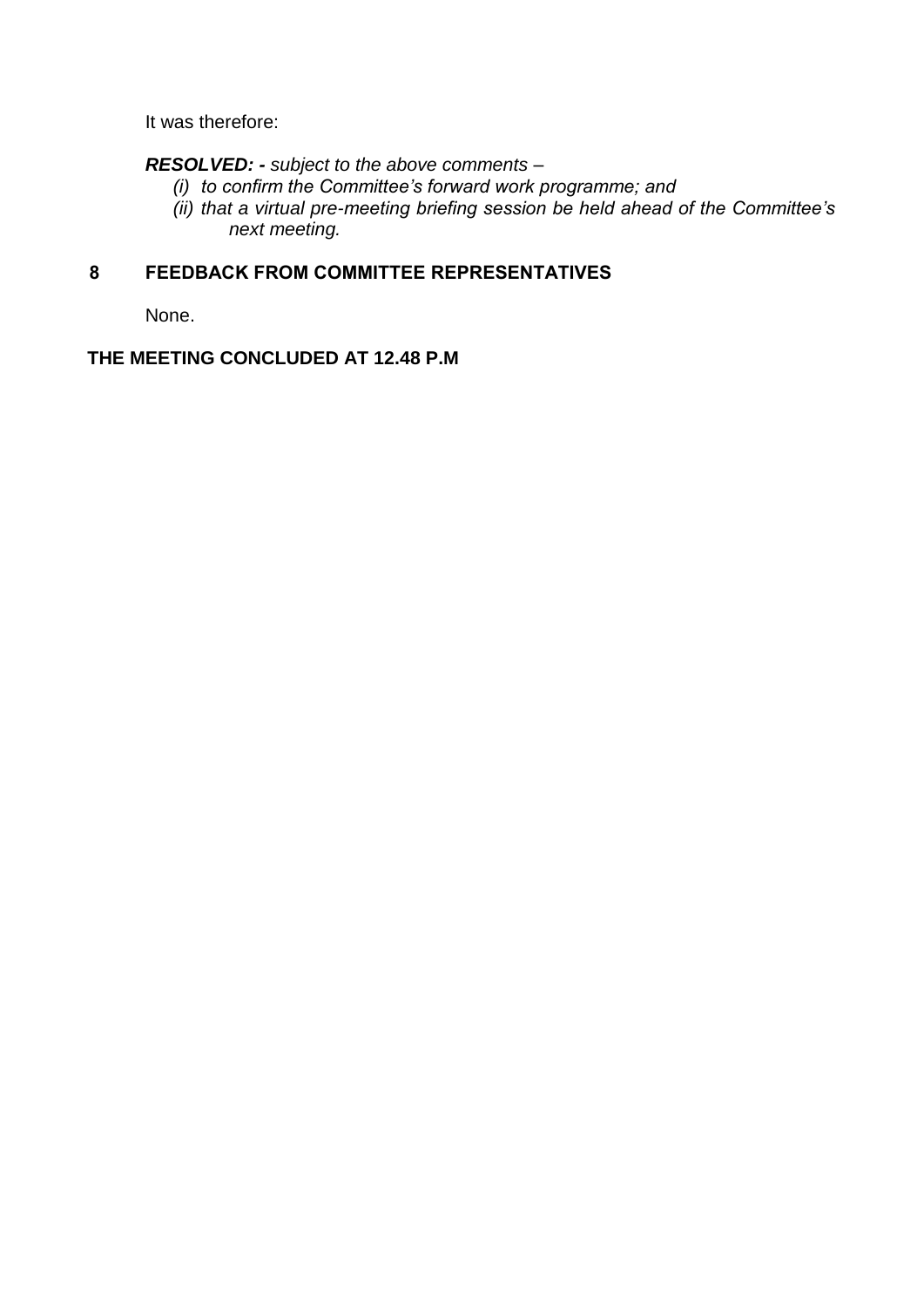It was therefore:

***RESOLVED: -*** *subject to the above comments –*

*(i) to confirm the Committee's forward work programme; and*

*(ii) that a virtual pre-meeting briefing session be held ahead of the Committee's next meeting.*

## 8 FEEDBACK FROM COMMITTEE REPRESENTATIVES

None.

**THE MEETING CONCLUDED AT 12.48 P.M**